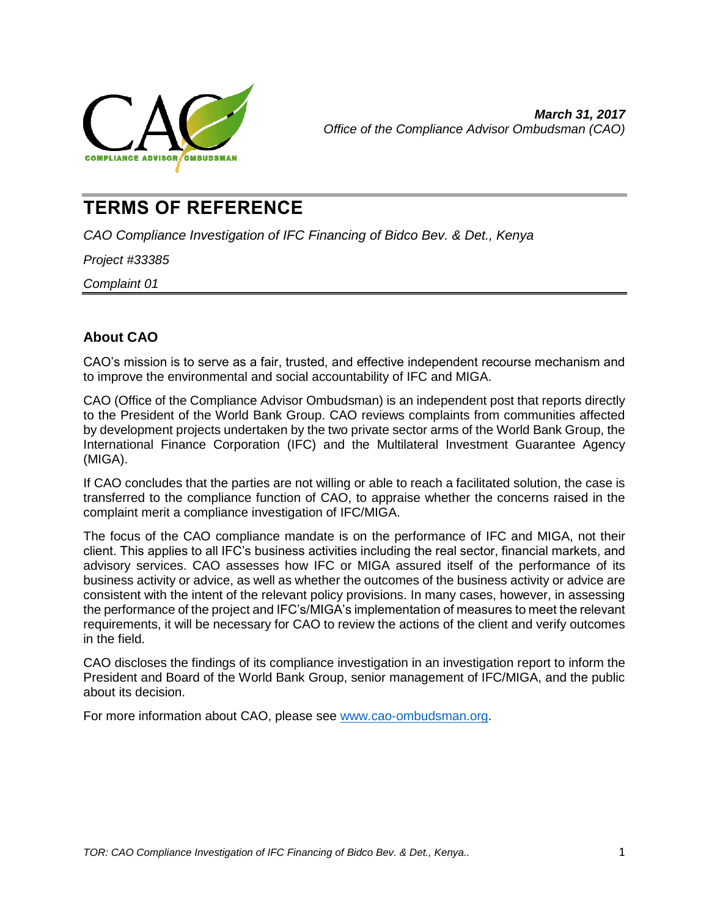**_March 31, 2017_**

_Office of the Compliance Advisor Ombudsman (CAO)_

# TERMS OF REFERENCE

_CAO Compliance Investigation of IFC Financing of Bidco Bev. & Det., Kenya_

_Project #33385_

_Complaint 01_

## About CAO

CAO's mission is to serve as a fair, trusted, and effective independent recourse mechanism and to improve the environmental and social accountability of IFC and MIGA.

CAO (Office of the Compliance Advisor Ombudsman) is an independent post that reports directly to the President of the World Bank Group. CAO reviews complaints from communities affected by development projects undertaken by the two private sector arms of the World Bank Group, the International Finance Corporation (IFC) and the Multilateral Investment Guarantee Agency (MIGA).

If CAO concludes that the parties are not willing or able to reach a facilitated solution, the case is transferred to the compliance function of CAO, to appraise whether the concerns raised in the complaint merit a compliance investigation of IFC/MIGA.

The focus of the CAO compliance mandate is on the performance of IFC and MIGA, not their client. This applies to all IFC's business activities including the real sector, financial markets, and advisory services. CAO assesses how IFC or MIGA assured itself of the performance of its business activity or advice, as well as whether the outcomes of the business activity or advice are consistent with the intent of the relevant policy provisions. In many cases, however, in assessing the performance of the project and IFC's/MIGA's implementation of measures to meet the relevant requirements, it will be necessary for CAO to review the actions of the client and verify outcomes in the field.

CAO discloses the findings of its compliance investigation in an investigation report to inform the President and Board of the World Bank Group, senior management of IFC/MIGA, and the public about its decision.

For more information about CAO, please see [www.cao-ombudsman.org](http://www.cao-ombudsman.org).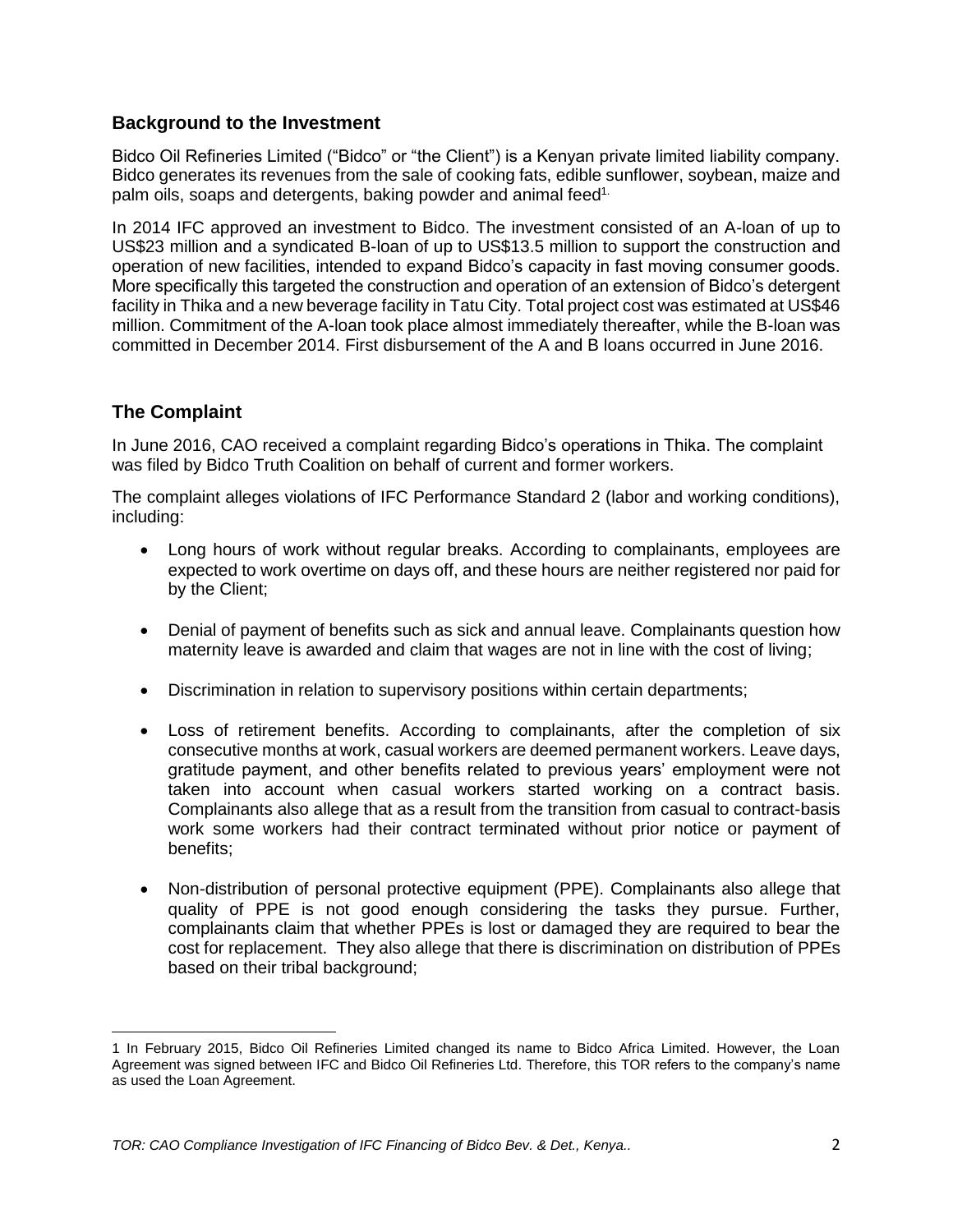## Background to the Investment

Bidco Oil Refineries Limited ("Bidco" or "the Client") is a Kenyan private limited liability company. Bidco generates its revenues from the sale of cooking fats, edible sunflower, soybean, maize and palm oils, soaps and detergents, baking powder and animal feed[1].

In 2014 IFC approved an investment to Bidco. The investment consisted of an A-loan of up to US$23 million and a syndicated B-loan of up to US$13.5 million to support the construction and operation of new facilities, intended to expand Bidco's capacity in fast moving consumer goods. More specifically this targeted the construction and operation of an extension of Bidco's detergent facility in Thika and a new beverage facility in Tatu City. Total project cost was estimated at US$46 million. Commitment of the A-loan took place almost immediately thereafter, while the B-loan was committed in December 2014. First disbursement of the A and B loans occurred in June 2016.

## The Complaint

In June 2016, CAO received a complaint regarding Bidco's operations in Thika. The complaint was filed by Bidco Truth Coalition on behalf of current and former workers.

The complaint alleges violations of IFC Performance Standard 2 (labor and working conditions), including:

- Long hours of work without regular breaks. According to complainants, employees are expected to work overtime on days off, and these hours are neither registered nor paid for by the Client;
- Denial of payment of benefits such as sick and annual leave. Complainants question how maternity leave is awarded and claim that wages are not in line with the cost of living;
- Discrimination in relation to supervisory positions within certain departments;
- Loss of retirement benefits. According to complainants, after the completion of six consecutive months at work, casual workers are deemed permanent workers. Leave days, gratitude payment, and other benefits related to previous years' employment were not taken into account when casual workers started working on a contract basis. Complainants also allege that as a result from the transition from casual to contract-basis work some workers had their contract terminated without prior notice or payment of benefits;
- Non-distribution of personal protective equipment (PPE). Complainants also allege that quality of PPE is not good enough considering the tasks they pursue. Further, complainants claim that whether PPEs is lost or damaged they are required to bear the cost for replacement. They also allege that there is discrimination on distribution of PPEs based on their tribal background;

---

1 In February 2015, Bidco Oil Refineries Limited changed its name to Bidco Africa Limited. However, the Loan Agreement was signed between IFC and Bidco Oil Refineries Ltd. Therefore, this TOR refers to the company's name as used the Loan Agreement.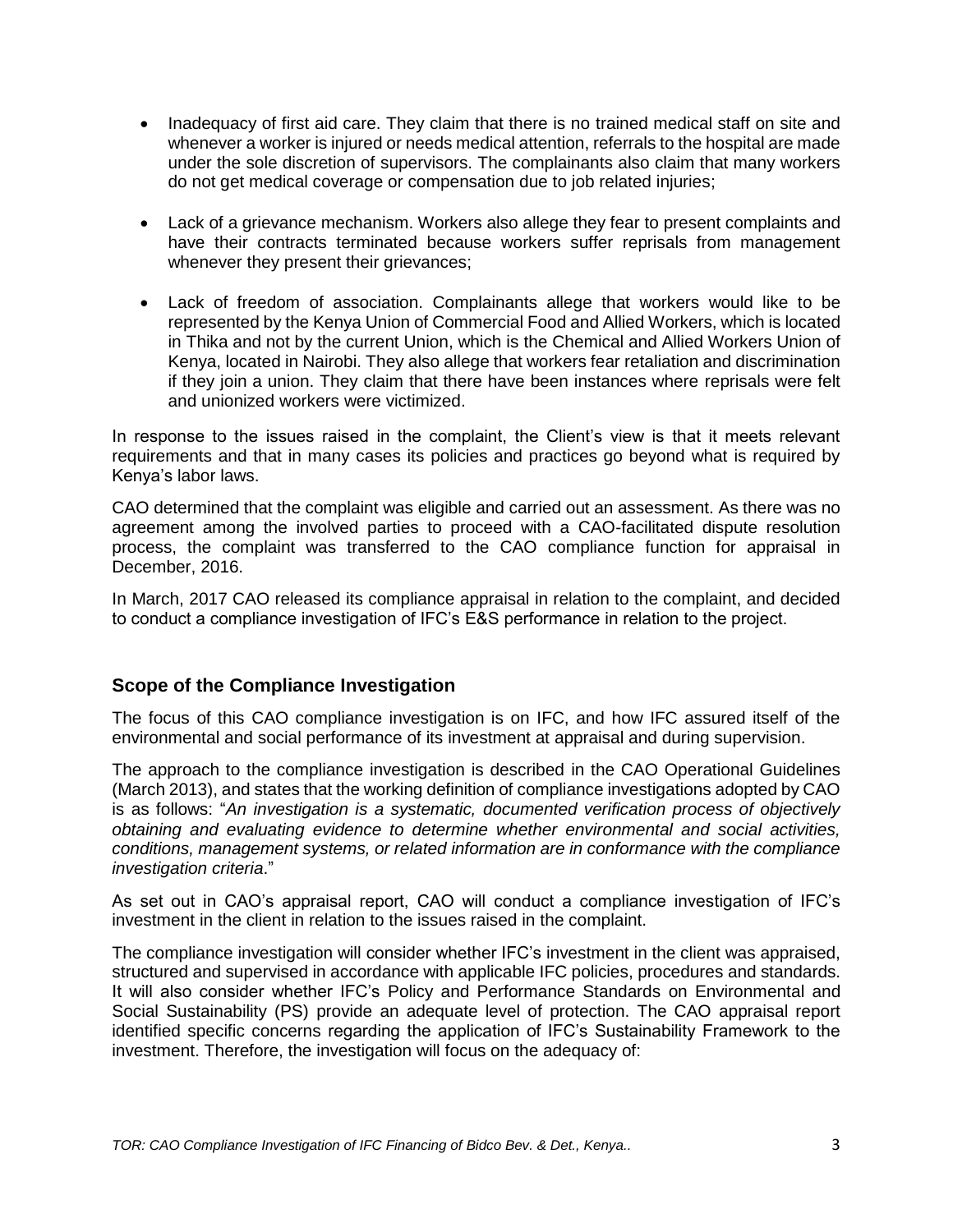- Inadequacy of first aid care. They claim that there is no trained medical staff on site and whenever a worker is injured or needs medical attention, referrals to the hospital are made under the sole discretion of supervisors. The complainants also claim that many workers do not get medical coverage or compensation due to job related injuries;

- Lack of a grievance mechanism. Workers also allege they fear to present complaints and have their contracts terminated because workers suffer reprisals from management whenever they present their grievances;

- Lack of freedom of association. Complainants allege that workers would like to be represented by the Kenya Union of Commercial Food and Allied Workers, which is located in Thika and not by the current Union, which is the Chemical and Allied Workers Union of Kenya, located in Nairobi. They also allege that workers fear retaliation and discrimination if they join a union. They claim that there have been instances where reprisals were felt and unionized workers were victimized.

In response to the issues raised in the complaint, the Client's view is that it meets relevant requirements and that in many cases its policies and practices go beyond what is required by Kenya's labor laws.

CAO determined that the complaint was eligible and carried out an assessment. As there was no agreement among the involved parties to proceed with a CAO-facilitated dispute resolution process, the complaint was transferred to the CAO compliance function for appraisal in December, 2016.

In March, 2017 CAO released its compliance appraisal in relation to the complaint, and decided to conduct a compliance investigation of IFC's E&S performance in relation to the project.

## Scope of the Compliance Investigation

The focus of this CAO compliance investigation is on IFC, and how IFC assured itself of the environmental and social performance of its investment at appraisal and during supervision.

The approach to the compliance investigation is described in the CAO Operational Guidelines (March 2013), and states that the working definition of compliance investigations adopted by CAO is as follows: "*An investigation is a systematic, documented verification process of objectively obtaining and evaluating evidence to determine whether environmental and social activities, conditions, management systems, or related information are in conformance with the compliance investigation criteria*."

As set out in CAO's appraisal report, CAO will conduct a compliance investigation of IFC's investment in the client in relation to the issues raised in the complaint.

The compliance investigation will consider whether IFC's investment in the client was appraised, structured and supervised in accordance with applicable IFC policies, procedures and standards. It will also consider whether IFC's Policy and Performance Standards on Environmental and Social Sustainability (PS) provide an adequate level of protection. The CAO appraisal report identified specific concerns regarding the application of IFC's Sustainability Framework to the investment. Therefore, the investigation will focus on the adequacy of: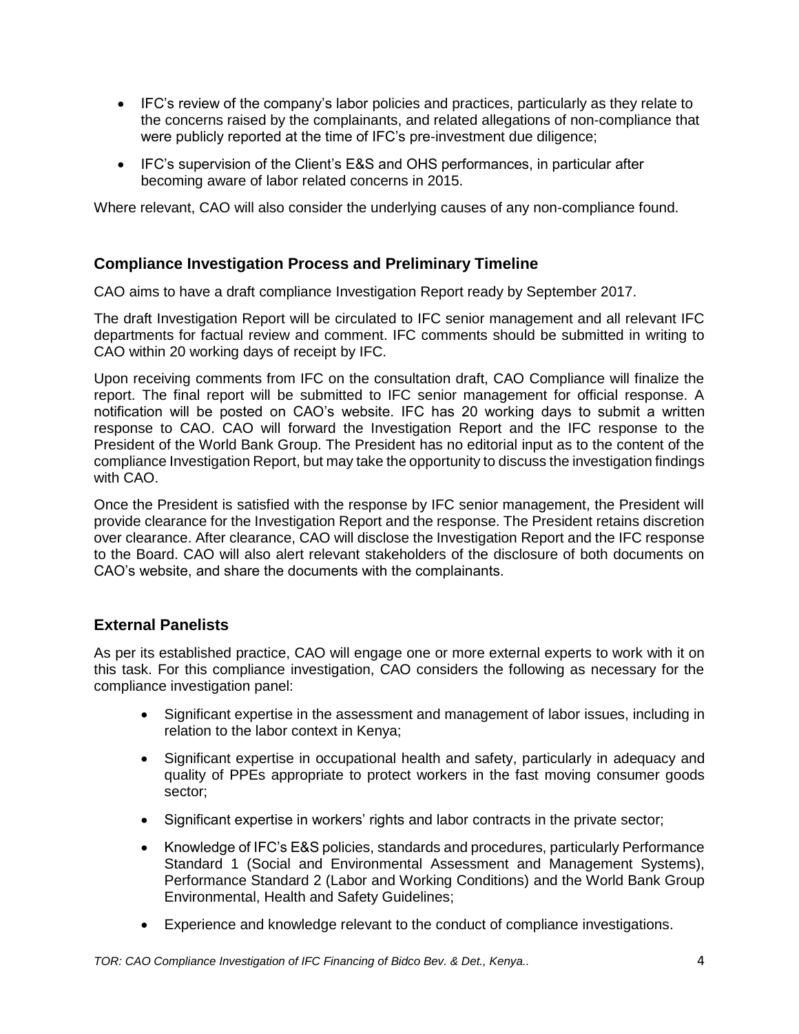- IFC's review of the company's labor policies and practices, particularly as they relate to the concerns raised by the complainants, and related allegations of non-compliance that were publicly reported at the time of IFC's pre-investment due diligence;
- IFC's supervision of the Client's E&S and OHS performances, in particular after becoming aware of labor related concerns in 2015.

Where relevant, CAO will also consider the underlying causes of any non-compliance found.

## Compliance Investigation Process and Preliminary Timeline

CAO aims to have a draft compliance Investigation Report ready by September 2017.

The draft Investigation Report will be circulated to IFC senior management and all relevant IFC departments for factual review and comment. IFC comments should be submitted in writing to CAO within 20 working days of receipt by IFC.

Upon receiving comments from IFC on the consultation draft, CAO Compliance will finalize the report. The final report will be submitted to IFC senior management for official response. A notification will be posted on CAO's website. IFC has 20 working days to submit a written response to CAO. CAO will forward the Investigation Report and the IFC response to the President of the World Bank Group. The President has no editorial input as to the content of the compliance Investigation Report, but may take the opportunity to discuss the investigation findings with CAO.

Once the President is satisfied with the response by IFC senior management, the President will provide clearance for the Investigation Report and the response. The President retains discretion over clearance. After clearance, CAO will disclose the Investigation Report and the IFC response to the Board. CAO will also alert relevant stakeholders of the disclosure of both documents on CAO's website, and share the documents with the complainants.

## External Panelists

As per its established practice, CAO will engage one or more external experts to work with it on this task. For this compliance investigation, CAO considers the following as necessary for the compliance investigation panel:

- Significant expertise in the assessment and management of labor issues, including in relation to the labor context in Kenya;
- Significant expertise in occupational health and safety, particularly in adequacy and quality of PPEs appropriate to protect workers in the fast moving consumer goods sector;
- Significant expertise in workers' rights and labor contracts in the private sector;
- Knowledge of IFC's E&S policies, standards and procedures, particularly Performance Standard 1 (Social and Environmental Assessment and Management Systems), Performance Standard 2 (Labor and Working Conditions) and the World Bank Group Environmental, Health and Safety Guidelines;
- Experience and knowledge relevant to the conduct of compliance investigations.